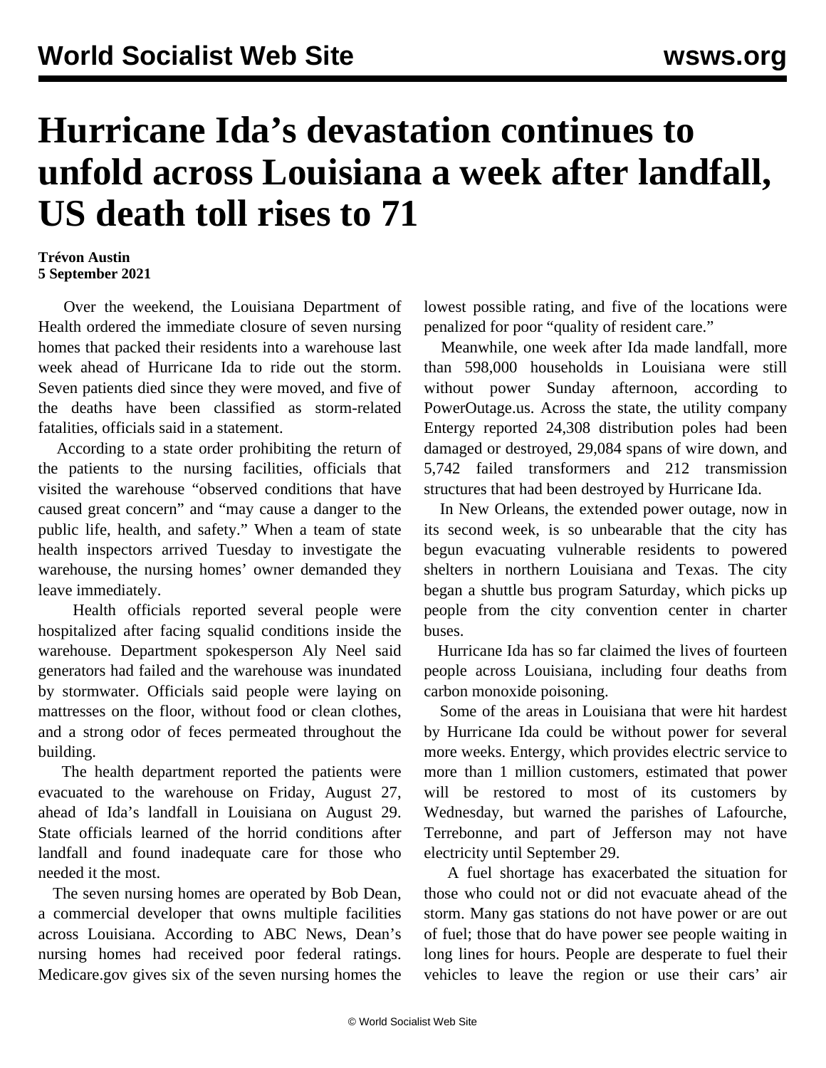# Hurricane Ida's devastation continues to unfold across Louisiana a week after landfall, US death toll rises to 71

**Trévon Austin**
**5 September 2021**

Over the weekend, the Louisiana Department of Health ordered the immediate closure of seven nursing homes that packed their residents into a warehouse last week ahead of Hurricane Ida to ride out the storm. Seven patients died since they were moved, and five of the deaths have been classified as storm-related fatalities, officials said in a statement.

According to a state order prohibiting the return of the patients to the nursing facilities, officials that visited the warehouse "observed conditions that have caused great concern" and "may cause a danger to the public life, health, and safety." When a team of state health inspectors arrived Tuesday to investigate the warehouse, the nursing homes' owner demanded they leave immediately.

Health officials reported several people were hospitalized after facing squalid conditions inside the warehouse. Department spokesperson Aly Neel said generators had failed and the warehouse was inundated by stormwater. Officials said people were laying on mattresses on the floor, without food or clean clothes, and a strong odor of feces permeated throughout the building.

The health department reported the patients were evacuated to the warehouse on Friday, August 27, ahead of Ida's landfall in Louisiana on August 29. State officials learned of the horrid conditions after landfall and found inadequate care for those who needed it the most.

The seven nursing homes are operated by Bob Dean, a commercial developer that owns multiple facilities across Louisiana. According to ABC News, Dean's nursing homes had received poor federal ratings. Medicare.gov gives six of the seven nursing homes the lowest possible rating, and five of the locations were penalized for poor "quality of resident care."

Meanwhile, one week after Ida made landfall, more than 598,000 households in Louisiana were still without power Sunday afternoon, according to PowerOutage.us. Across the state, the utility company Entergy reported 24,308 distribution poles had been damaged or destroyed, 29,084 spans of wire down, and 5,742 failed transformers and 212 transmission structures that had been destroyed by Hurricane Ida.

In New Orleans, the extended power outage, now in its second week, is so unbearable that the city has begun evacuating vulnerable residents to powered shelters in northern Louisiana and Texas. The city began a shuttle bus program Saturday, which picks up people from the city convention center in charter buses.

Hurricane Ida has so far claimed the lives of fourteen people across Louisiana, including four deaths from carbon monoxide poisoning.

Some of the areas in Louisiana that were hit hardest by Hurricane Ida could be without power for several more weeks. Entergy, which provides electric service to more than 1 million customers, estimated that power will be restored to most of its customers by Wednesday, but warned the parishes of Lafourche, Terrebonne, and part of Jefferson may not have electricity until September 29.

A fuel shortage has exacerbated the situation for those who could not or did not evacuate ahead of the storm. Many gas stations do not have power or are out of fuel; those that do have power see people waiting in long lines for hours. People are desperate to fuel their vehicles to leave the region or use their cars' air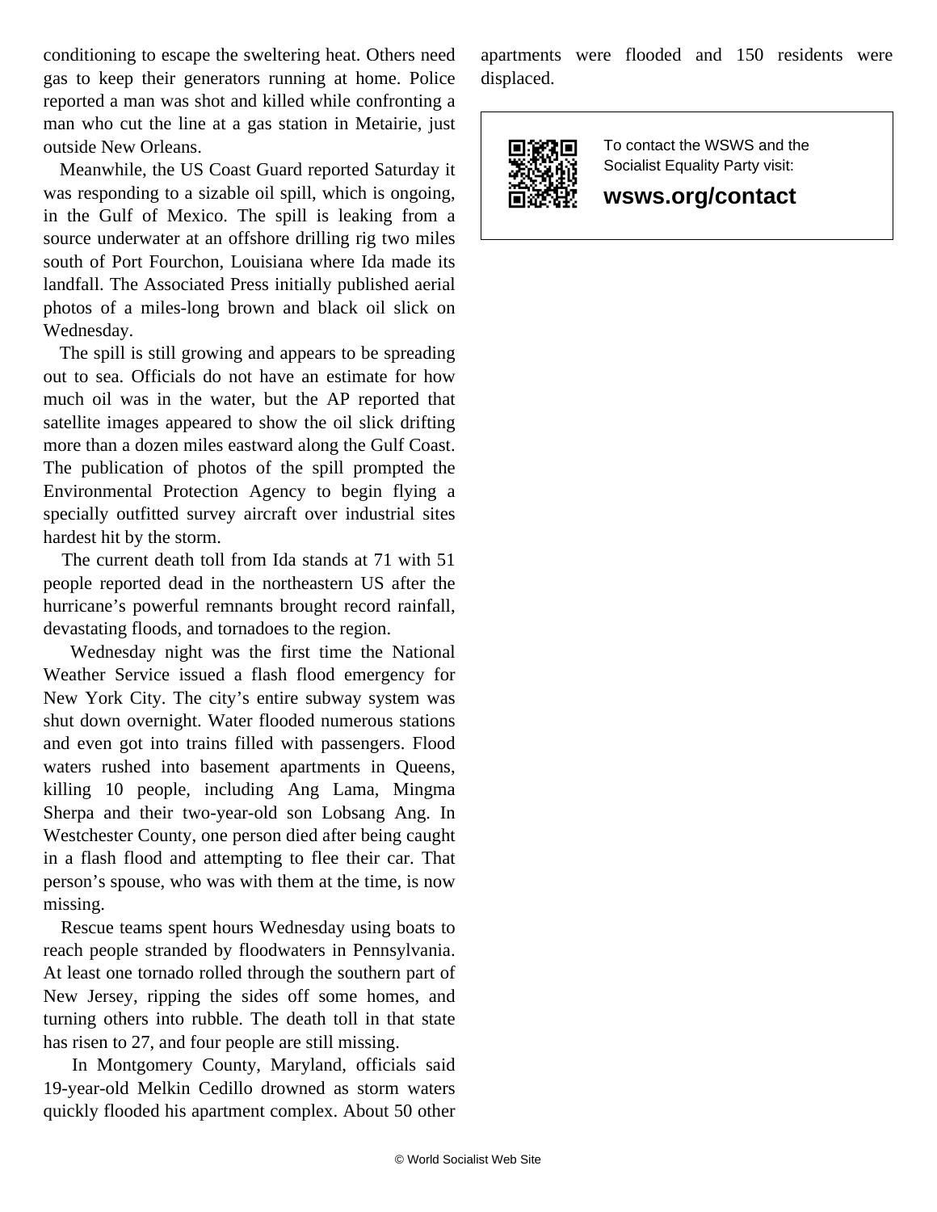conditioning to escape the sweltering heat. Others need gas to keep their generators running at home. Police reported a man was shot and killed while confronting a man who cut the line at a gas station in Metairie, just outside New Orleans.

Meanwhile, the US Coast Guard reported Saturday it was responding to a sizable oil spill, which is ongoing, in the Gulf of Mexico. The spill is leaking from a source underwater at an offshore drilling rig two miles south of Port Fourchon, Louisiana where Ida made its landfall. The Associated Press initially published aerial photos of a miles-long brown and black oil slick on Wednesday.

The spill is still growing and appears to be spreading out to sea. Officials do not have an estimate for how much oil was in the water, but the AP reported that satellite images appeared to show the oil slick drifting more than a dozen miles eastward along the Gulf Coast. The publication of photos of the spill prompted the Environmental Protection Agency to begin flying a specially outfitted survey aircraft over industrial sites hardest hit by the storm.

The current death toll from Ida stands at 71 with 51 people reported dead in the northeastern US after the hurricane's powerful remnants brought record rainfall, devastating floods, and tornadoes to the region.

Wednesday night was the first time the National Weather Service issued a flash flood emergency for New York City. The city's entire subway system was shut down overnight. Water flooded numerous stations and even got into trains filled with passengers. Flood waters rushed into basement apartments in Queens, killing 10 people, including Ang Lama, Mingma Sherpa and their two-year-old son Lobsang Ang. In Westchester County, one person died after being caught in a flash flood and attempting to flee their car. That person's spouse, who was with them at the time, is now missing.

Rescue teams spent hours Wednesday using boats to reach people stranded by floodwaters in Pennsylvania. At least one tornado rolled through the southern part of New Jersey, ripping the sides off some homes, and turning others into rubble. The death toll in that state has risen to 27, and four people are still missing.

In Montgomery County, Maryland, officials said 19-year-old Melkin Cedillo drowned as storm waters quickly flooded his apartment complex. About 50 other apartments were flooded and 150 residents were displaced.

To contact the WSWS and the Socialist Equality Party visit:

**wsws.org/contact**